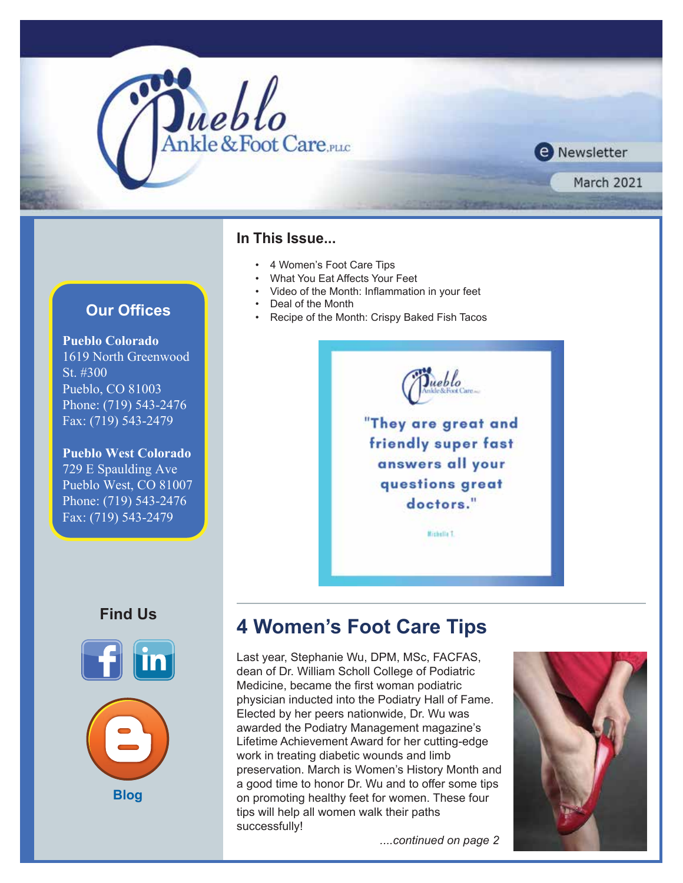# Pueblo Ankle & Foot Care, PLLC

e Newsletter

March 2021

## In This Issue...

- 4 Women's Foot Care Tips
- What You Eat Affects Your Feet
- Video of the Month: Inflammation in your feet
- Deal of the Month
- Recipe of the Month: Crispy Baked Fish Tacos

"They are great and friendly super fast answers all your questions great doctors."

Michelle T.

## Our Offices

**Pueblo Colorado**
1619 North Greenwood St. #300
Pueblo, CO 81003
Phone: (719) 543-2476
Fax: (719) 543-2479

**Pueblo West Colorado**
729 E Spaulding Ave
Pueblo West, CO 81007
Phone: (719) 543-2476
Fax: (719) 543-2479

## Find Us

Blog

## 4 Women's Foot Care Tips

Last year, Stephanie Wu, DPM, MSc, FACFAS, dean of Dr. William Scholl College of Podiatric Medicine, became the first woman podiatric physician inducted into the Podiatry Hall of Fame. Elected by her peers nationwide, Dr. Wu was awarded the Podiatry Management magazine's Lifetime Achievement Award for her cutting-edge work in treating diabetic wounds and limb preservation. March is Women's History Month and a good time to honor Dr. Wu and to offer some tips on promoting healthy feet for women. These four tips will help all women walk their paths successfully!

*....continued on page 2*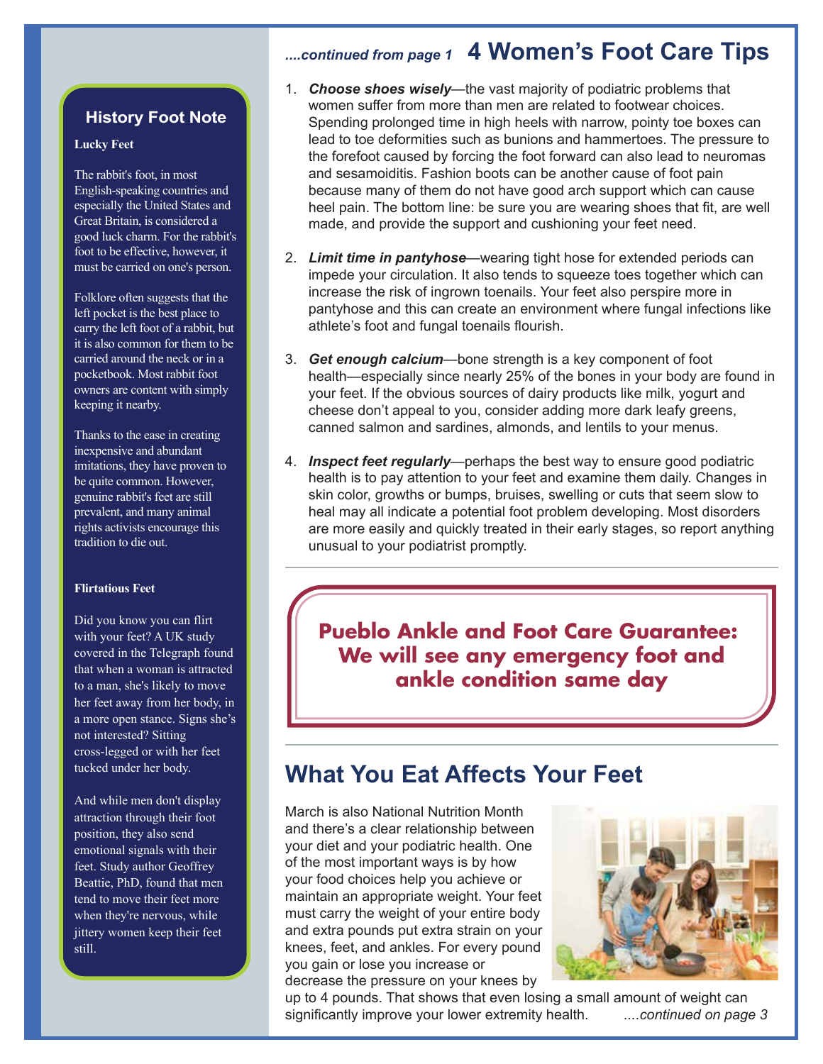## History Foot Note

**Lucky Feet**

The rabbit's foot, in most English-speaking countries and especially the United States and Great Britain, is considered a good luck charm. For the rabbit's foot to be effective, however, it must be carried on one's person.

Folklore often suggests that the left pocket is the best place to carry the left foot of a rabbit, but it is also common for them to be carried around the neck or in a pocketbook. Most rabbit foot owners are content with simply keeping it nearby.

Thanks to the ease in creating inexpensive and abundant imitations, they have proven to be quite common. However, genuine rabbit's feet are still prevalent, and many animal rights activists encourage this tradition to die out.

**Flirtatious Feet**

Did you know you can flirt with your feet? A UK study covered in the Telegraph found that when a woman is attracted to a man, she's likely to move her feet away from her body, in a more open stance. Signs she's not interested? Sitting cross-legged or with her feet tucked under her body.

And while men don't display attraction through their foot position, they also send emotional signals with their feet. Study author Geoffrey Beattie, PhD, found that men tend to move their feet more when they're nervous, while jittery women keep their feet still.

*....continued from page 1*

## 4 Women's Foot Care Tips

1. ***Choose shoes wisely***—the vast majority of podiatric problems that women suffer from more than men are related to footwear choices. Spending prolonged time in high heels with narrow, pointy toe boxes can lead to toe deformities such as bunions and hammertoes. The pressure to the forefoot caused by forcing the foot forward can also lead to neuromas and sesamoiditis. Fashion boots can be another cause of foot pain because many of them do not have good arch support which can cause heel pain. The bottom line: be sure you are wearing shoes that fit, are well made, and provide the support and cushioning your feet need.

2. ***Limit time in pantyhose***—wearing tight hose for extended periods can impede your circulation. It also tends to squeeze toes together which can increase the risk of ingrown toenails. Your feet also perspire more in pantyhose and this can create an environment where fungal infections like athlete's foot and fungal toenails flourish.

3. ***Get enough calcium***—bone strength is a key component of foot health—especially since nearly 25% of the bones in your body are found in your feet. If the obvious sources of dairy products like milk, yogurt and cheese don't appeal to you, consider adding more dark leafy greens, canned salmon and sardines, almonds, and lentils to your menus.

4. ***Inspect feet regularly***—perhaps the best way to ensure good podiatric health is to pay attention to your feet and examine them daily. Changes in skin color, growths or bumps, bruises, swelling or cuts that seem slow to heal may all indicate a potential foot problem developing. Most disorders are more easily and quickly treated in their early stages, so report anything unusual to your podiatrist promptly.

**Pueblo Ankle and Foot Care Guarantee: We will see any emergency foot and ankle condition same day**

## What You Eat Affects Your Feet

March is also National Nutrition Month and there's a clear relationship between your diet and your podiatric health. One of the most important ways is by how your food choices help you achieve or maintain an appropriate weight. Your feet must carry the weight of your entire body and extra pounds put extra strain on your knees, feet, and ankles. For every pound you gain or lose you increase or decrease the pressure on your knees by up to 4 pounds. That shows that even losing a small amount of weight can significantly improve your lower extremity health. *....continued on page 3*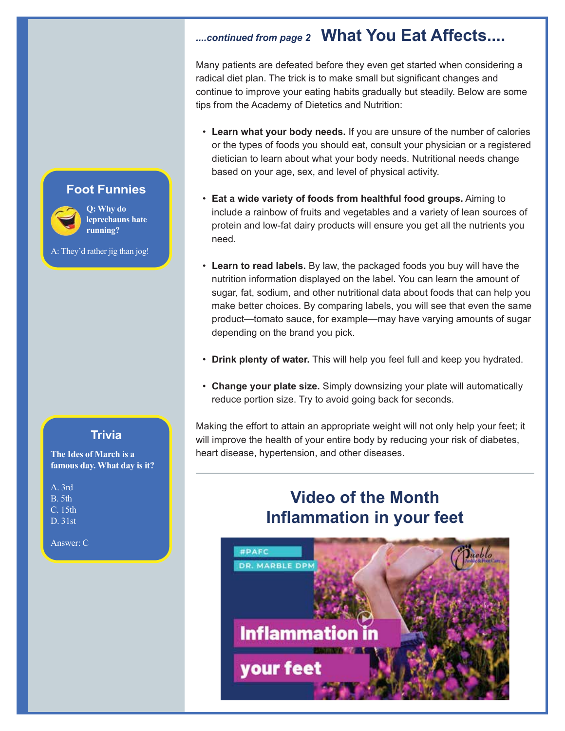*....continued from page 2* **What You Eat Affects....**

Many patients are defeated before they even get started when considering a radical diet plan. The trick is to make small but significant changes and continue to improve your eating habits gradually but steadily. Below are some tips from the Academy of Dietetics and Nutrition:

- **Learn what your body needs.** If you are unsure of the number of calories or the types of foods you should eat, consult your physician or a registered dietician to learn about what your body needs. Nutritional needs change based on your age, sex, and level of physical activity.
- **Eat a wide variety of foods from healthful food groups.** Aiming to include a rainbow of fruits and vegetables and a variety of lean sources of protein and low-fat dairy products will ensure you get all the nutrients you need.
- **Learn to read labels.** By law, the packaged foods you buy will have the nutrition information displayed on the label. You can learn the amount of sugar, fat, sodium, and other nutritional data about foods that can help you make better choices. By comparing labels, you will see that even the same product—tomato sauce, for example—may have varying amounts of sugar depending on the brand you pick.
- **Drink plenty of water.** This will help you feel full and keep you hydrated.
- **Change your plate size.** Simply downsizing your plate will automatically reduce portion size. Try to avoid going back for seconds.

Making the effort to attain an appropriate weight will not only help your feet; it will improve the health of your entire body by reducing your risk of diabetes, heart disease, hypertension, and other diseases.

## Video of the Month
## Inflammation in your feet

### Foot Funnies

**Q: Why do leprechauns hate running?**

A: They'd rather jig than jog!

### Trivia

**The Ides of March is a famous day. What day is it?**

A. 3rd
B. 5th
C. 15th
D. 31st

Answer: C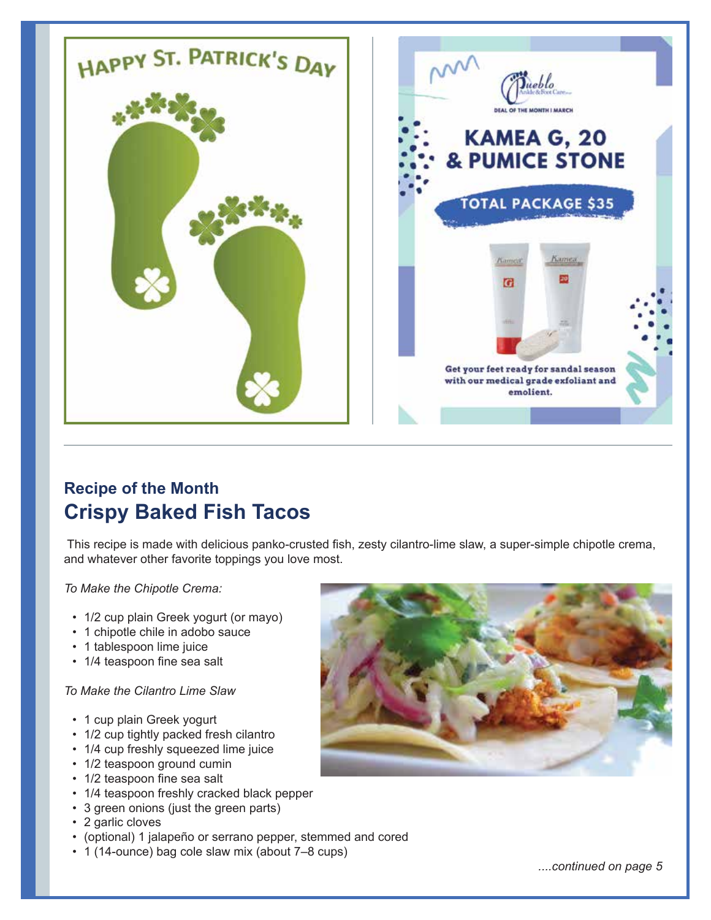HAPPY ST. PATRICK'S DAY

Pueblo Ankle & Foot Care

DEAL OF THE MONTH | MARCH

# KAMEA G, 20 & PUMICE STONE

TOTAL PACKAGE $35

Get your feet ready for sandal season with our medical grade exfoliant and emolient.

---

### Recipe of the Month

## Crispy Baked Fish Tacos

This recipe is made with delicious panko-crusted fish, zesty cilantro-lime slaw, a super-simple chipotle crema, and whatever other favorite toppings you love most.

*To Make the Chipotle Crema:*

- 1/2 cup plain Greek yogurt (or mayo)
- 1 chipotle chile in adobo sauce
- 1 tablespoon lime juice
- 1/4 teaspoon fine sea salt

*To Make the Cilantro Lime Slaw*

- 1 cup plain Greek yogurt
- 1/2 cup tightly packed fresh cilantro
- 1/4 cup freshly squeezed lime juice
- 1/2 teaspoon ground cumin
- 1/2 teaspoon fine sea salt
- 1/4 teaspoon freshly cracked black pepper
- 3 green onions (just the green parts)
- 2 garlic cloves
- (optional) 1 jalapeño or serrano pepper, stemmed and cored
- 1 (14-ounce) bag cole slaw mix (about 7–8 cups)

*....continued on page 5*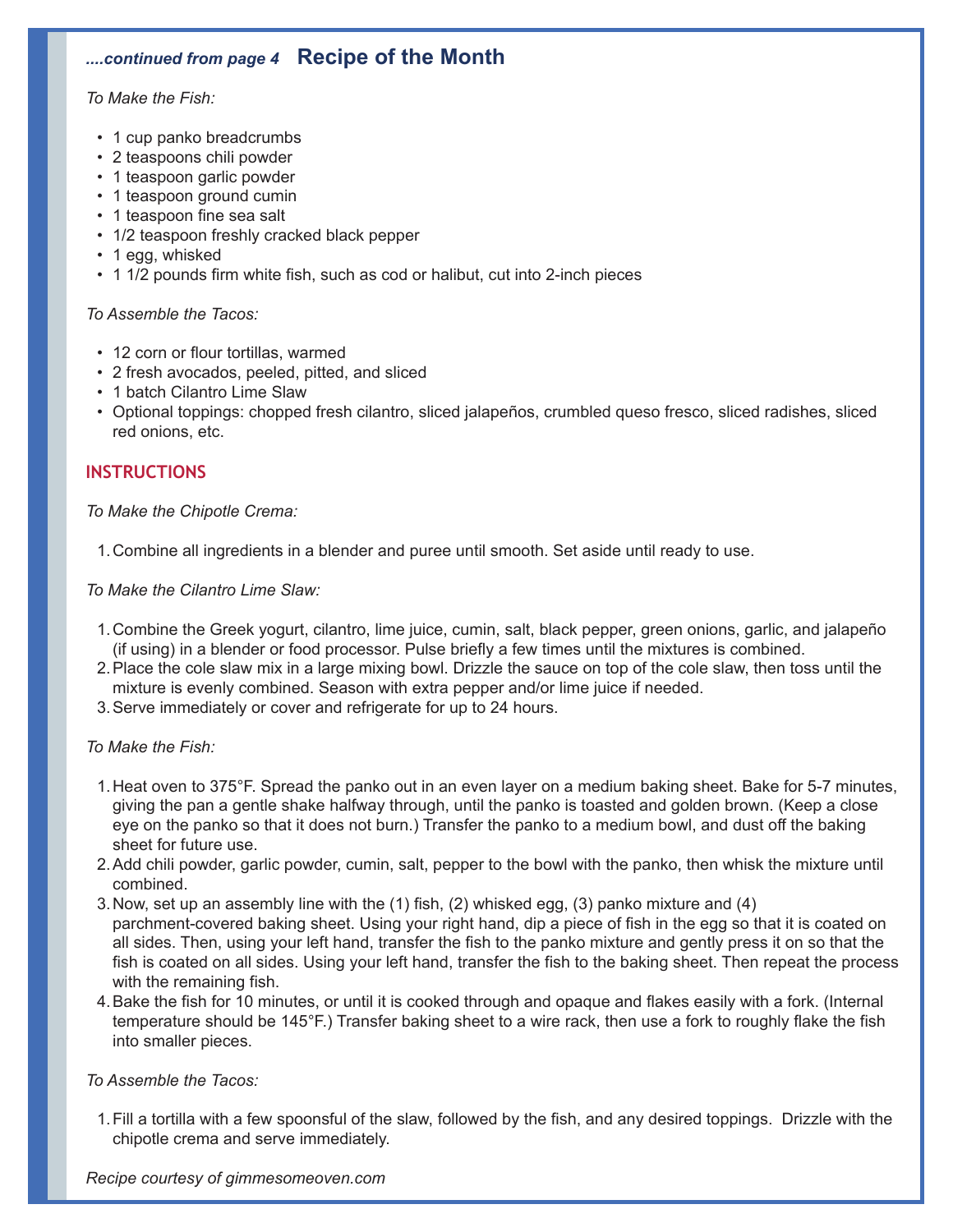*....continued from page 4* **Recipe of the Month**

*To Make the Fish:*

- 1 cup panko breadcrumbs
- 2 teaspoons chili powder
- 1 teaspoon garlic powder
- 1 teaspoon ground cumin
- 1 teaspoon fine sea salt
- 1/2 teaspoon freshly cracked black pepper
- 1 egg, whisked
- 1 1/2 pounds firm white fish, such as cod or halibut, cut into 2-inch pieces

*To Assemble the Tacos:*

- 12 corn or flour tortillas, warmed
- 2 fresh avocados, peeled, pitted, and sliced
- 1 batch Cilantro Lime Slaw
- Optional toppings: chopped fresh cilantro, sliced jalapeños, crumbled queso fresco, sliced radishes, sliced red onions, etc.

## INSTRUCTIONS

*To Make the Chipotle Crema:*

1. Combine all ingredients in a blender and puree until smooth. Set aside until ready to use.

*To Make the Cilantro Lime Slaw:*

1. Combine the Greek yogurt, cilantro, lime juice, cumin, salt, black pepper, green onions, garlic, and jalapeño (if using) in a blender or food processor. Pulse briefly a few times until the mixtures is combined.
2. Place the cole slaw mix in a large mixing bowl. Drizzle the sauce on top of the cole slaw, then toss until the mixture is evenly combined. Season with extra pepper and/or lime juice if needed.
3. Serve immediately or cover and refrigerate for up to 24 hours.

*To Make the Fish:*

1. Heat oven to 375°F. Spread the panko out in an even layer on a medium baking sheet. Bake for 5-7 minutes, giving the pan a gentle shake halfway through, until the panko is toasted and golden brown. (Keep a close eye on the panko so that it does not burn.) Transfer the panko to a medium bowl, and dust off the baking sheet for future use.
2. Add chili powder, garlic powder, cumin, salt, pepper to the bowl with the panko, then whisk the mixture until combined.
3. Now, set up an assembly line with the (1) fish, (2) whisked egg, (3) panko mixture and (4) parchment-covered baking sheet. Using your right hand, dip a piece of fish in the egg so that it is coated on all sides. Then, using your left hand, transfer the fish to the panko mixture and gently press it on so that the fish is coated on all sides. Using your left hand, transfer the fish to the baking sheet. Then repeat the process with the remaining fish.
4. Bake the fish for 10 minutes, or until it is cooked through and opaque and flakes easily with a fork. (Internal temperature should be 145°F.) Transfer baking sheet to a wire rack, then use a fork to roughly flake the fish into smaller pieces.

*To Assemble the Tacos:*

1. Fill a tortilla with a few spoonsful of the slaw, followed by the fish, and any desired toppings. Drizzle with the chipotle crema and serve immediately.

*Recipe courtesy of gimmesomeoven.com*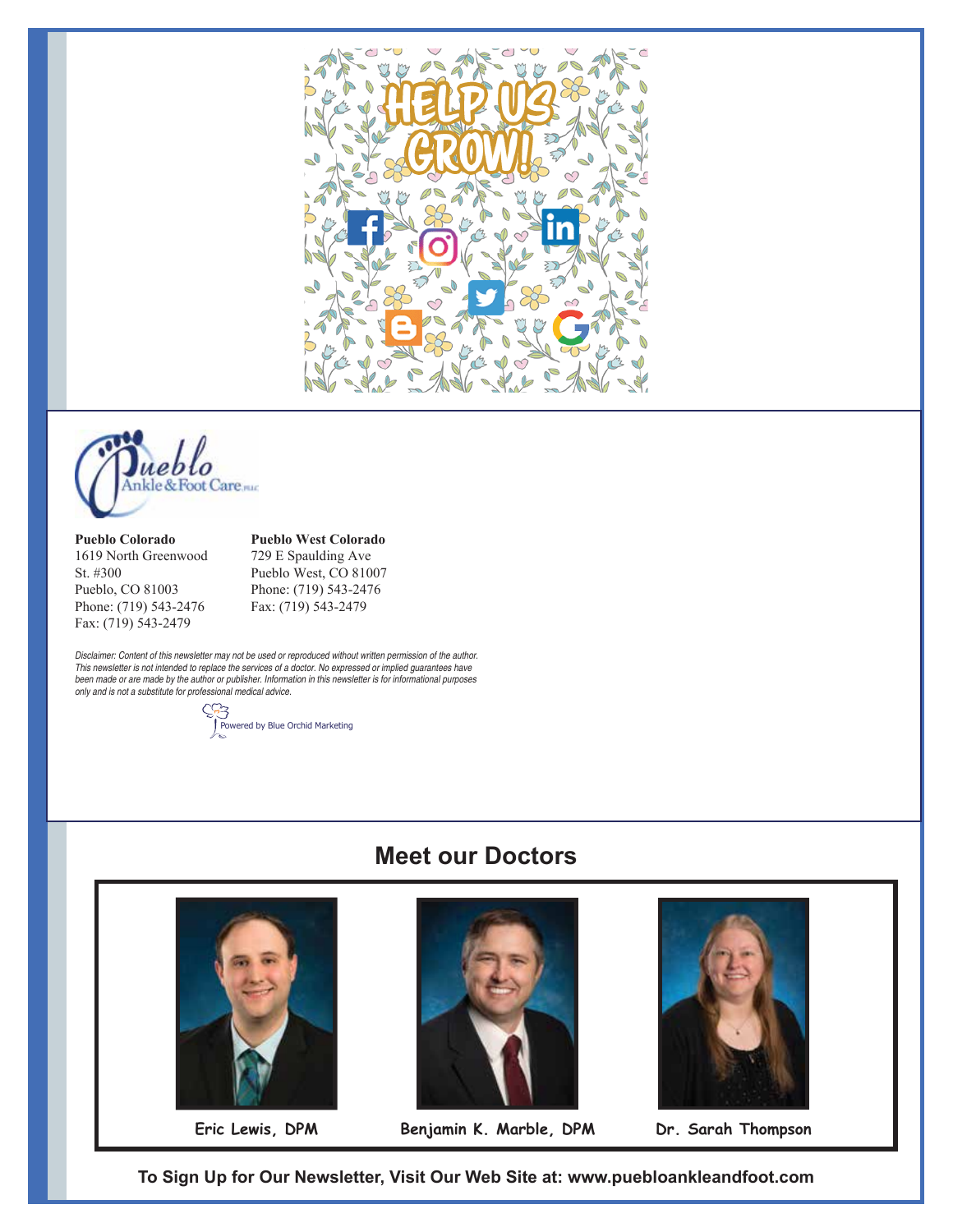# HELP US GROW!

**Pueblo Colorado**
1619 North Greenwood
St. #300
Pueblo, CO 81003
Phone: (719) 543-2476
Fax: (719) 543-2479

**Pueblo West Colorado**
729 E Spaulding Ave
Pueblo West, CO 81007
Phone: (719) 543-2476
Fax: (719) 543-2479

*Disclaimer: Content of this newsletter may not be used or reproduced without written permission of the author. This newsletter is not intended to replace the services of a doctor. No expressed or implied guarantees have been made or are made by the author or publisher. Information in this newsletter is for informational purposes only and is not a substitute for professional medical advice.*

Powered by Blue Orchid Marketing

## Meet our Doctors

Eric Lewis, DPM

Benjamin K. Marble, DPM

Dr. Sarah Thompson

**To Sign Up for Our Newsletter, Visit Our Web Site at: www.puebloankleandfoot.com**